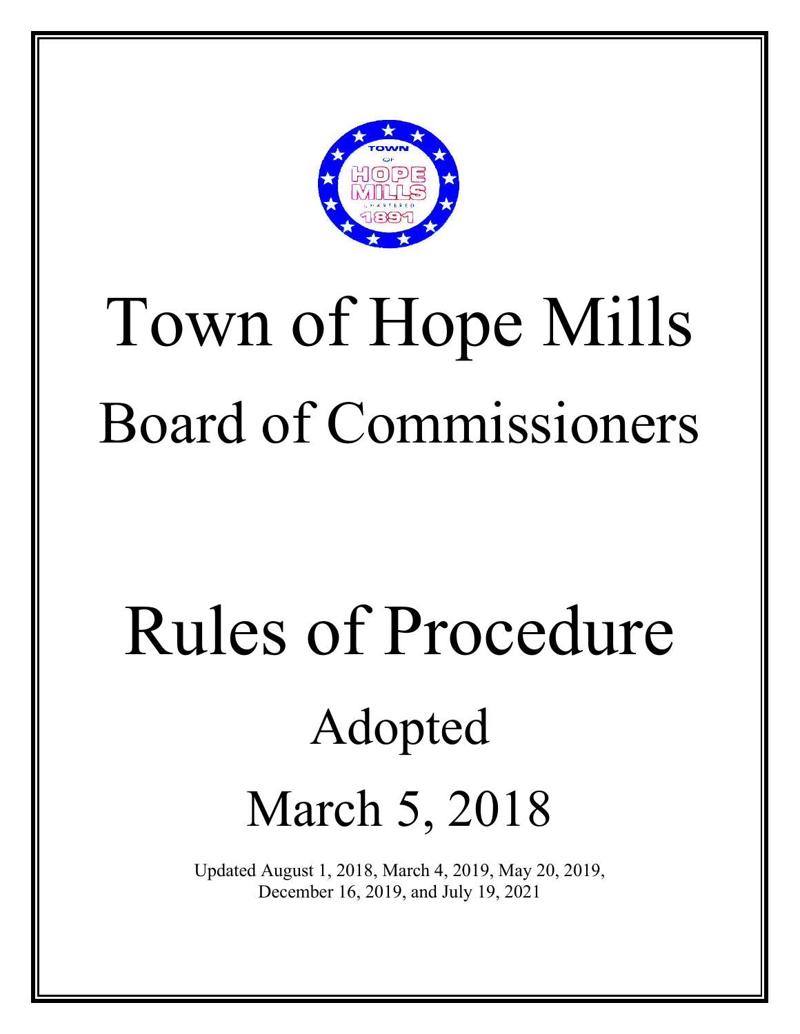# Town of Hope Mills

## Board of Commissioners

# Rules of Procedure

## Adopted

## March 5, 2018

Updated August 1, 2018, March 4, 2019, May 20, 2019, December 16, 2019, and July 19, 2021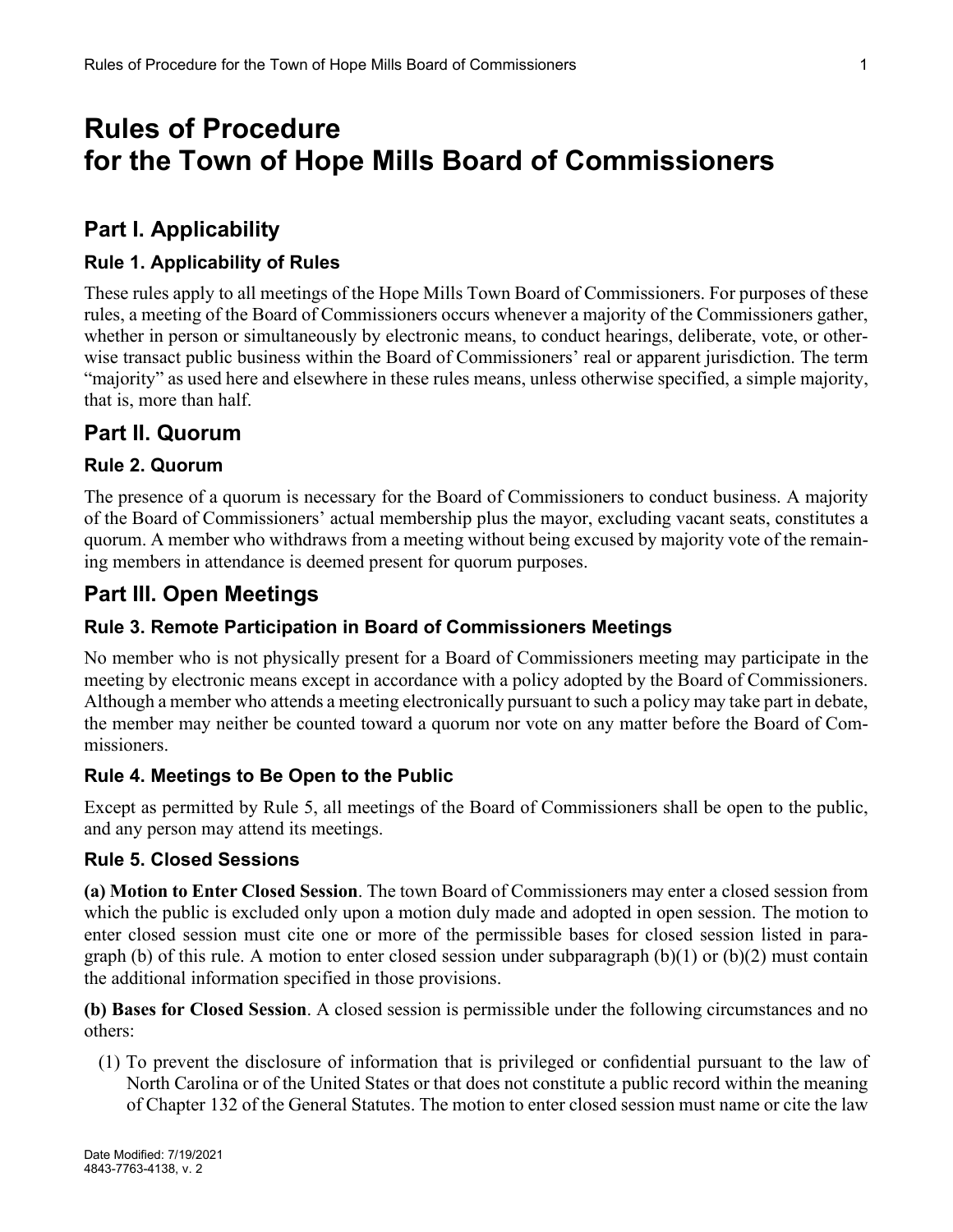# Rules of Procedure for the Town of Hope Mills Board of Commissioners

## Part I. Applicability

### Rule 1. Applicability of Rules

These rules apply to all meetings of the Hope Mills Town Board of Commissioners. For purposes of these rules, a meeting of the Board of Commissioners occurs whenever a majority of the Commissioners gather, whether in person or simultaneously by electronic means, to conduct hearings, deliberate, vote, or otherwise transact public business within the Board of Commissioners' real or apparent jurisdiction. The term "majority" as used here and elsewhere in these rules means, unless otherwise specified, a simple majority, that is, more than half.

## Part II. Quorum

### Rule 2. Quorum

The presence of a quorum is necessary for the Board of Commissioners to conduct business. A majority of the Board of Commissioners' actual membership plus the mayor, excluding vacant seats, constitutes a quorum. A member who withdraws from a meeting without being excused by majority vote of the remaining members in attendance is deemed present for quorum purposes.

## Part III. Open Meetings

### Rule 3. Remote Participation in Board of Commissioners Meetings

No member who is not physically present for a Board of Commissioners meeting may participate in the meeting by electronic means except in accordance with a policy adopted by the Board of Commissioners. Although a member who attends a meeting electronically pursuant to such a policy may take part in debate, the member may neither be counted toward a quorum nor vote on any matter before the Board of Commissioners.

### Rule 4. Meetings to Be Open to the Public

Except as permitted by Rule 5, all meetings of the Board of Commissioners shall be open to the public, and any person may attend its meetings.

### Rule 5. Closed Sessions

**(a) Motion to Enter Closed Session**. The town Board of Commissioners may enter a closed session from which the public is excluded only upon a motion duly made and adopted in open session. The motion to enter closed session must cite one or more of the permissible bases for closed session listed in paragraph (b) of this rule. A motion to enter closed session under subparagraph (b)(1) or (b)(2) must contain the additional information specified in those provisions.

**(b) Bases for Closed Session**. A closed session is permissible under the following circumstances and no others:

(1) To prevent the disclosure of information that is privileged or confidential pursuant to the law of North Carolina or of the United States or that does not constitute a public record within the meaning of Chapter 132 of the General Statutes. The motion to enter closed session must name or cite the law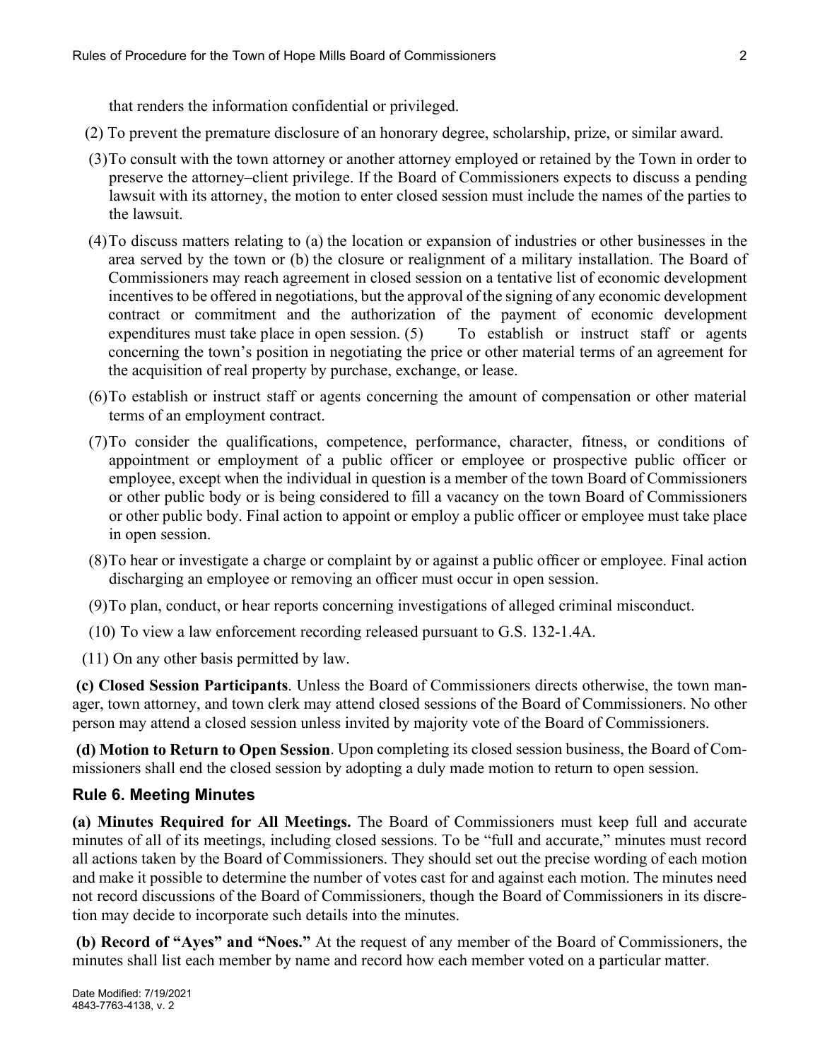that renders the information confidential or privileged.

(2) To prevent the premature disclosure of an honorary degree, scholarship, prize, or similar award.

(3) To consult with the town attorney or another attorney employed or retained by the Town in order to preserve the attorney–client privilege. If the Board of Commissioners expects to discuss a pending lawsuit with its attorney, the motion to enter closed session must include the names of the parties to the lawsuit.

(4) To discuss matters relating to (a) the location or expansion of industries or other businesses in the area served by the town or (b) the closure or realignment of a military installation. The Board of Commissioners may reach agreement in closed session on a tentative list of economic development incentives to be offered in negotiations, but the approval of the signing of any economic development contract or commitment and the authorization of the payment of economic development expenditures must take place in open session. (5) To establish or instruct staff or agents concerning the town's position in negotiating the price or other material terms of an agreement for the acquisition of real property by purchase, exchange, or lease.

(6) To establish or instruct staff or agents concerning the amount of compensation or other material terms of an employment contract.

(7) To consider the qualifications, competence, performance, character, fitness, or conditions of appointment or employment of a public officer or employee or prospective public officer or employee, except when the individual in question is a member of the town Board of Commissioners or other public body or is being considered to fill a vacancy on the town Board of Commissioners or other public body. Final action to appoint or employ a public officer or employee must take place in open session.

(8) To hear or investigate a charge or complaint by or against a public officer or employee. Final action discharging an employee or removing an officer must occur in open session.

(9) To plan, conduct, or hear reports concerning investigations of alleged criminal misconduct.

(10) To view a law enforcement recording released pursuant to G.S. 132-1.4A.

(11) On any other basis permitted by law.

**(c) Closed Session Participants**. Unless the Board of Commissioners directs otherwise, the town manager, town attorney, and town clerk may attend closed sessions of the Board of Commissioners. No other person may attend a closed session unless invited by majority vote of the Board of Commissioners.

**(d) Motion to Return to Open Session**. Upon completing its closed session business, the Board of Commissioners shall end the closed session by adopting a duly made motion to return to open session.

## Rule 6. Meeting Minutes

**(a) Minutes Required for All Meetings.** The Board of Commissioners must keep full and accurate minutes of all of its meetings, including closed sessions. To be "full and accurate," minutes must record all actions taken by the Board of Commissioners. They should set out the precise wording of each motion and make it possible to determine the number of votes cast for and against each motion. The minutes need not record discussions of the Board of Commissioners, though the Board of Commissioners in its discretion may decide to incorporate such details into the minutes.

**(b) Record of "Ayes" and "Noes."** At the request of any member of the Board of Commissioners, the minutes shall list each member by name and record how each member voted on a particular matter.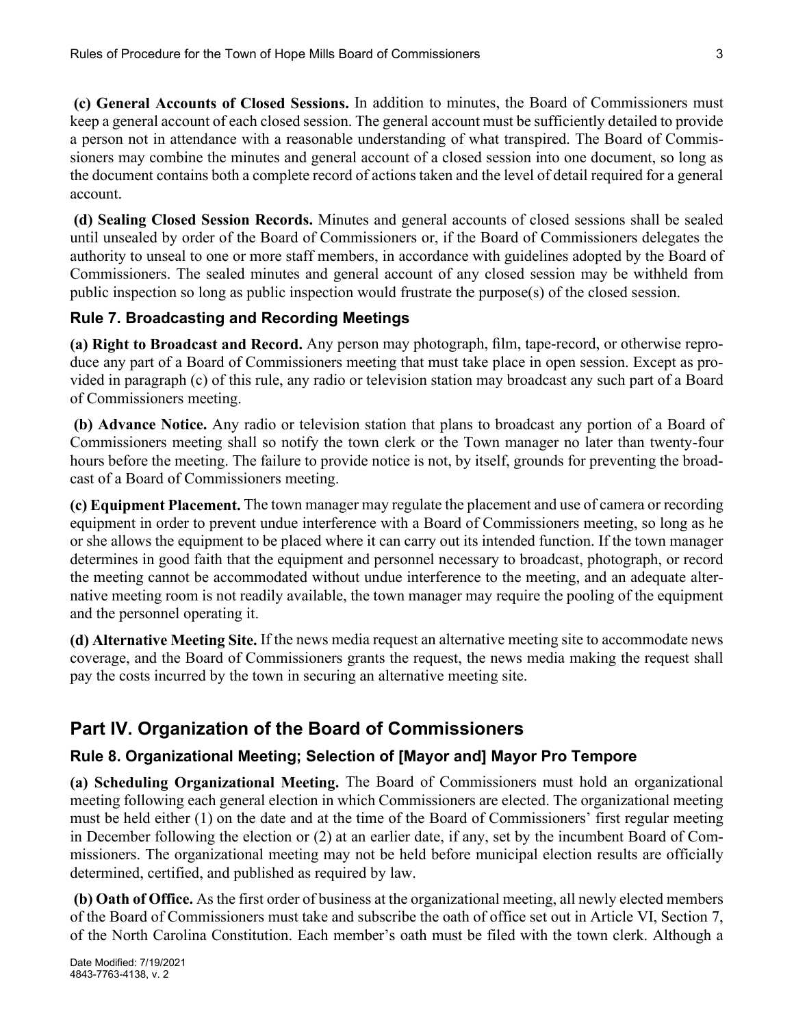**(c) General Accounts of Closed Sessions.** In addition to minutes, the Board of Commissioners must keep a general account of each closed session. The general account must be sufficiently detailed to provide a person not in attendance with a reasonable understanding of what transpired. The Board of Commissioners may combine the minutes and general account of a closed session into one document, so long as the document contains both a complete record of actions taken and the level of detail required for a general account.

**(d) Sealing Closed Session Records.** Minutes and general accounts of closed sessions shall be sealed until unsealed by order of the Board of Commissioners or, if the Board of Commissioners delegates the authority to unseal to one or more staff members, in accordance with guidelines adopted by the Board of Commissioners. The sealed minutes and general account of any closed session may be withheld from public inspection so long as public inspection would frustrate the purpose(s) of the closed session.

### Rule 7. Broadcasting and Recording Meetings

**(a) Right to Broadcast and Record.** Any person may photograph, film, tape-record, or otherwise reproduce any part of a Board of Commissioners meeting that must take place in open session. Except as provided in paragraph (c) of this rule, any radio or television station may broadcast any such part of a Board of Commissioners meeting.

**(b) Advance Notice.** Any radio or television station that plans to broadcast any portion of a Board of Commissioners meeting shall so notify the town clerk or the Town manager no later than twenty-four hours before the meeting. The failure to provide notice is not, by itself, grounds for preventing the broadcast of a Board of Commissioners meeting.

**(c) Equipment Placement.** The town manager may regulate the placement and use of camera or recording equipment in order to prevent undue interference with a Board of Commissioners meeting, so long as he or she allows the equipment to be placed where it can carry out its intended function. If the town manager determines in good faith that the equipment and personnel necessary to broadcast, photograph, or record the meeting cannot be accommodated without undue interference to the meeting, and an adequate alternative meeting room is not readily available, the town manager may require the pooling of the equipment and the personnel operating it.

**(d) Alternative Meeting Site.** If the news media request an alternative meeting site to accommodate news coverage, and the Board of Commissioners grants the request, the news media making the request shall pay the costs incurred by the town in securing an alternative meeting site.

## Part IV. Organization of the Board of Commissioners

### Rule 8. Organizational Meeting; Selection of [Mayor and] Mayor Pro Tempore

**(a) Scheduling Organizational Meeting.** The Board of Commissioners must hold an organizational meeting following each general election in which Commissioners are elected. The organizational meeting must be held either (1) on the date and at the time of the Board of Commissioners' first regular meeting in December following the election or (2) at an earlier date, if any, set by the incumbent Board of Commissioners. The organizational meeting may not be held before municipal election results are officially determined, certified, and published as required by law.

**(b) Oath of Office.** As the first order of business at the organizational meeting, all newly elected members of the Board of Commissioners must take and subscribe the oath of office set out in Article VI, Section 7, of the North Carolina Constitution. Each member's oath must be filed with the town clerk. Although a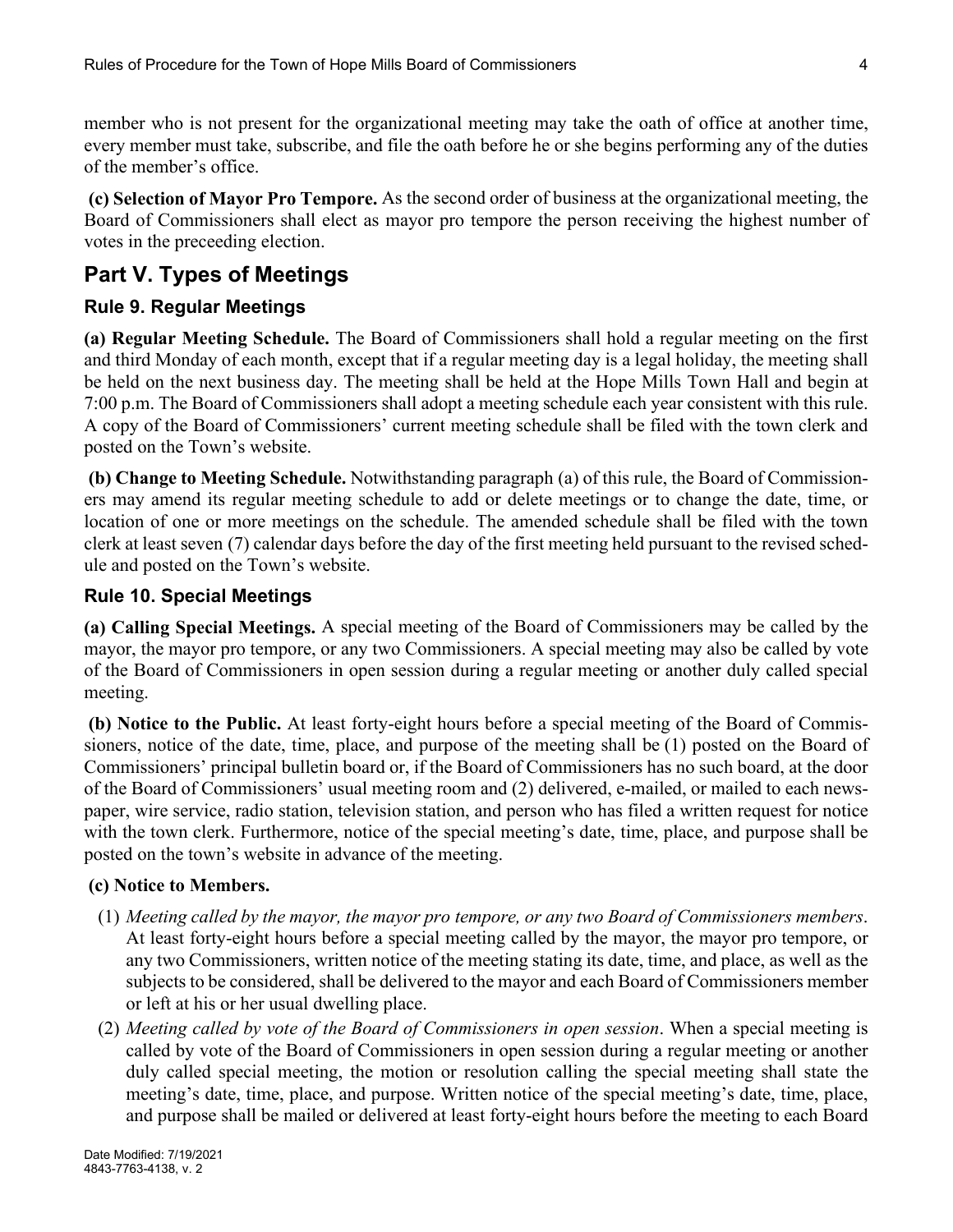member who is not present for the organizational meeting may take the oath of office at another time, every member must take, subscribe, and file the oath before he or she begins performing any of the duties of the member's office.

**(c) Selection of Mayor Pro Tempore.** As the second order of business at the organizational meeting, the Board of Commissioners shall elect as mayor pro tempore the person receiving the highest number of votes in the preceeding election.

## Part V. Types of Meetings

### Rule 9. Regular Meetings

**(a) Regular Meeting Schedule.** The Board of Commissioners shall hold a regular meeting on the first and third Monday of each month, except that if a regular meeting day is a legal holiday, the meeting shall be held on the next business day. The meeting shall be held at the Hope Mills Town Hall and begin at 7:00 p.m. The Board of Commissioners shall adopt a meeting schedule each year consistent with this rule. A copy of the Board of Commissioners' current meeting schedule shall be filed with the town clerk and posted on the Town's website.

**(b) Change to Meeting Schedule.** Notwithstanding paragraph (a) of this rule, the Board of Commissioners may amend its regular meeting schedule to add or delete meetings or to change the date, time, or location of one or more meetings on the schedule. The amended schedule shall be filed with the town clerk at least seven (7) calendar days before the day of the first meeting held pursuant to the revised schedule and posted on the Town's website.

### Rule 10. Special Meetings

**(a) Calling Special Meetings.** A special meeting of the Board of Commissioners may be called by the mayor, the mayor pro tempore, or any two Commissioners. A special meeting may also be called by vote of the Board of Commissioners in open session during a regular meeting or another duly called special meeting.

**(b) Notice to the Public.** At least forty-eight hours before a special meeting of the Board of Commissioners, notice of the date, time, place, and purpose of the meeting shall be (1) posted on the Board of Commissioners' principal bulletin board or, if the Board of Commissioners has no such board, at the door of the Board of Commissioners' usual meeting room and (2) delivered, e-mailed, or mailed to each newspaper, wire service, radio station, television station, and person who has filed a written request for notice with the town clerk. Furthermore, notice of the special meeting's date, time, place, and purpose shall be posted on the town's website in advance of the meeting.

**(c) Notice to Members.**

(1) *Meeting called by the mayor, the mayor pro tempore, or any two Board of Commissioners members*. At least forty-eight hours before a special meeting called by the mayor, the mayor pro tempore, or any two Commissioners, written notice of the meeting stating its date, time, and place, as well as the subjects to be considered, shall be delivered to the mayor and each Board of Commissioners member or left at his or her usual dwelling place.

(2) *Meeting called by vote of the Board of Commissioners in open session*. When a special meeting is called by vote of the Board of Commissioners in open session during a regular meeting or another duly called special meeting, the motion or resolution calling the special meeting shall state the meeting's date, time, place, and purpose. Written notice of the special meeting's date, time, place, and purpose shall be mailed or delivered at least forty-eight hours before the meeting to each Board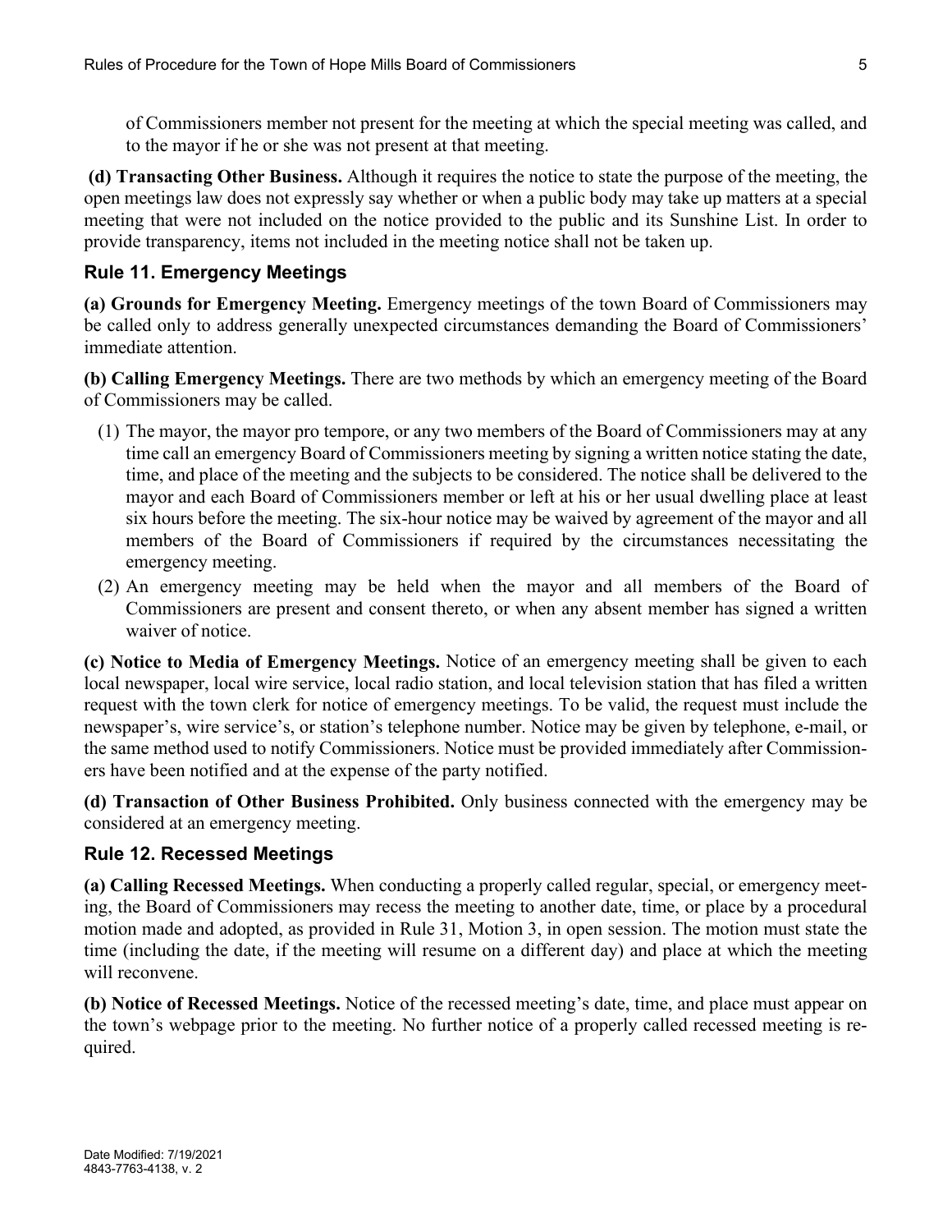of Commissioners member not present for the meeting at which the special meeting was called, and to the mayor if he or she was not present at that meeting.

**(d) Transacting Other Business.** Although it requires the notice to state the purpose of the meeting, the open meetings law does not expressly say whether or when a public body may take up matters at a special meeting that were not included on the notice provided to the public and its Sunshine List. In order to provide transparency, items not included in the meeting notice shall not be taken up.

## Rule 11. Emergency Meetings

**(a) Grounds for Emergency Meeting.** Emergency meetings of the town Board of Commissioners may be called only to address generally unexpected circumstances demanding the Board of Commissioners' immediate attention.

**(b) Calling Emergency Meetings.** There are two methods by which an emergency meeting of the Board of Commissioners may be called.

(1) The mayor, the mayor pro tempore, or any two members of the Board of Commissioners may at any time call an emergency Board of Commissioners meeting by signing a written notice stating the date, time, and place of the meeting and the subjects to be considered. The notice shall be delivered to the mayor and each Board of Commissioners member or left at his or her usual dwelling place at least six hours before the meeting. The six-hour notice may be waived by agreement of the mayor and all members of the Board of Commissioners if required by the circumstances necessitating the emergency meeting.

(2) An emergency meeting may be held when the mayor and all members of the Board of Commissioners are present and consent thereto, or when any absent member has signed a written waiver of notice.

**(c) Notice to Media of Emergency Meetings.** Notice of an emergency meeting shall be given to each local newspaper, local wire service, local radio station, and local television station that has filed a written request with the town clerk for notice of emergency meetings. To be valid, the request must include the newspaper's, wire service's, or station's telephone number. Notice may be given by telephone, e-mail, or the same method used to notify Commissioners. Notice must be provided immediately after Commissioners have been notified and at the expense of the party notified.

**(d) Transaction of Other Business Prohibited.** Only business connected with the emergency may be considered at an emergency meeting.

## Rule 12. Recessed Meetings

**(a) Calling Recessed Meetings.** When conducting a properly called regular, special, or emergency meeting, the Board of Commissioners may recess the meeting to another date, time, or place by a procedural motion made and adopted, as provided in Rule 31, Motion 3, in open session. The motion must state the time (including the date, if the meeting will resume on a different day) and place at which the meeting will reconvene.

**(b) Notice of Recessed Meetings.** Notice of the recessed meeting's date, time, and place must appear on the town's webpage prior to the meeting. No further notice of a properly called recessed meeting is required.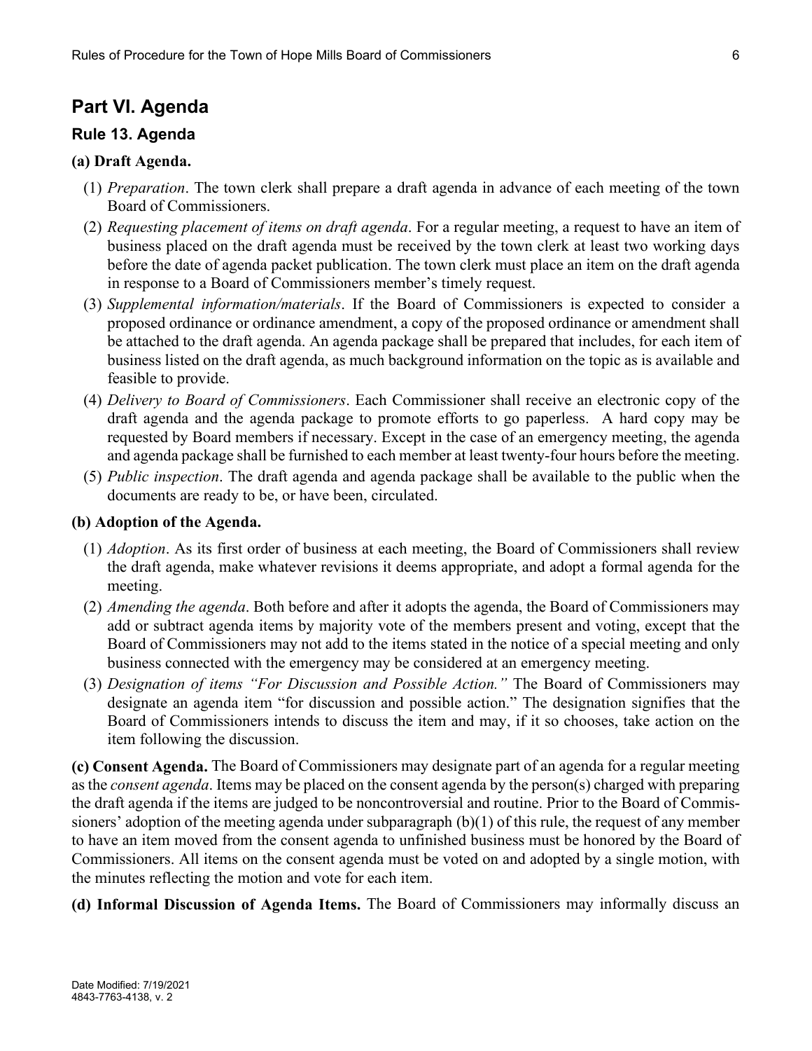## Part VI. Agenda

### Rule 13. Agenda

**(a) Draft Agenda.**

(1) *Preparation*. The town clerk shall prepare a draft agenda in advance of each meeting of the town Board of Commissioners.

(2) *Requesting placement of items on draft agenda*. For a regular meeting, a request to have an item of business placed on the draft agenda must be received by the town clerk at least two working days before the date of agenda packet publication. The town clerk must place an item on the draft agenda in response to a Board of Commissioners member's timely request.

(3) *Supplemental information/materials*. If the Board of Commissioners is expected to consider a proposed ordinance or ordinance amendment, a copy of the proposed ordinance or amendment shall be attached to the draft agenda. An agenda package shall be prepared that includes, for each item of business listed on the draft agenda, as much background information on the topic as is available and feasible to provide.

(4) *Delivery to Board of Commissioners*. Each Commissioner shall receive an electronic copy of the draft agenda and the agenda package to promote efforts to go paperless. A hard copy may be requested by Board members if necessary. Except in the case of an emergency meeting, the agenda and agenda package shall be furnished to each member at least twenty-four hours before the meeting.

(5) *Public inspection*. The draft agenda and agenda package shall be available to the public when the documents are ready to be, or have been, circulated.

**(b) Adoption of the Agenda.**

(1) *Adoption*. As its first order of business at each meeting, the Board of Commissioners shall review the draft agenda, make whatever revisions it deems appropriate, and adopt a formal agenda for the meeting.

(2) *Amending the agenda*. Both before and after it adopts the agenda, the Board of Commissioners may add or subtract agenda items by majority vote of the members present and voting, except that the Board of Commissioners may not add to the items stated in the notice of a special meeting and only business connected with the emergency may be considered at an emergency meeting.

(3) *Designation of items "For Discussion and Possible Action."* The Board of Commissioners may designate an agenda item "for discussion and possible action." The designation signifies that the Board of Commissioners intends to discuss the item and may, if it so chooses, take action on the item following the discussion.

**(c) Consent Agenda.** The Board of Commissioners may designate part of an agenda for a regular meeting as the *consent agenda*. Items may be placed on the consent agenda by the person(s) charged with preparing the draft agenda if the items are judged to be noncontroversial and routine. Prior to the Board of Commissioners' adoption of the meeting agenda under subparagraph (b)(1) of this rule, the request of any member to have an item moved from the consent agenda to unfinished business must be honored by the Board of Commissioners. All items on the consent agenda must be voted on and adopted by a single motion, with the minutes reflecting the motion and vote for each item.

**(d) Informal Discussion of Agenda Items.** The Board of Commissioners may informally discuss an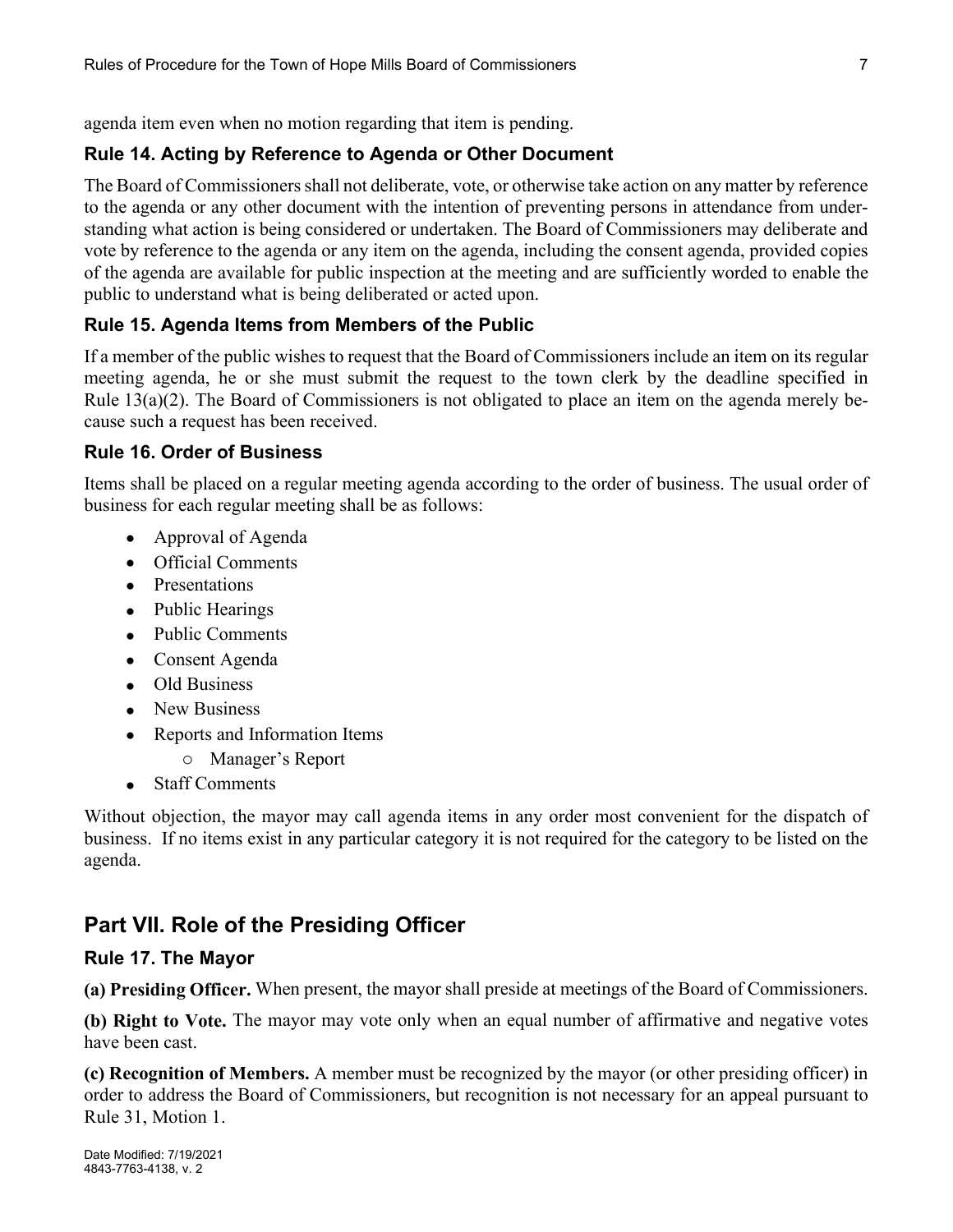agenda item even when no motion regarding that item is pending.

### Rule 14. Acting by Reference to Agenda or Other Document

The Board of Commissioners shall not deliberate, vote, or otherwise take action on any matter by reference to the agenda or any other document with the intention of preventing persons in attendance from understanding what action is being considered or undertaken. The Board of Commissioners may deliberate and vote by reference to the agenda or any item on the agenda, including the consent agenda, provided copies of the agenda are available for public inspection at the meeting and are sufficiently worded to enable the public to understand what is being deliberated or acted upon.

### Rule 15. Agenda Items from Members of the Public

If a member of the public wishes to request that the Board of Commissioners include an item on its regular meeting agenda, he or she must submit the request to the town clerk by the deadline specified in Rule 13(a)(2). The Board of Commissioners is not obligated to place an item on the agenda merely because such a request has been received.

### Rule 16. Order of Business

Items shall be placed on a regular meeting agenda according to the order of business. The usual order of business for each regular meeting shall be as follows:

- Approval of Agenda
- Official Comments
- Presentations
- Public Hearings
- Public Comments
- Consent Agenda
- Old Business
- New Business
- Reports and Information Items
    - Manager's Report
- Staff Comments

Without objection, the mayor may call agenda items in any order most convenient for the dispatch of business. If no items exist in any particular category it is not required for the category to be listed on the agenda.

## Part VII. Role of the Presiding Officer

### Rule 17. The Mayor

**(a) Presiding Officer.** When present, the mayor shall preside at meetings of the Board of Commissioners.

**(b) Right to Vote.** The mayor may vote only when an equal number of affirmative and negative votes have been cast.

**(c) Recognition of Members.** A member must be recognized by the mayor (or other presiding officer) in order to address the Board of Commissioners, but recognition is not necessary for an appeal pursuant to Rule 31, Motion 1.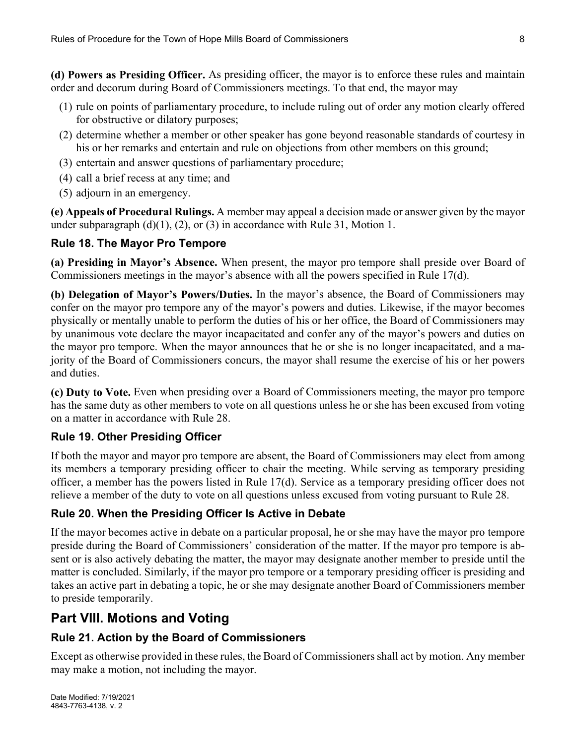**(d) Powers as Presiding Officer.** As presiding officer, the mayor is to enforce these rules and maintain order and decorum during Board of Commissioners meetings. To that end, the mayor may

(1) rule on points of parliamentary procedure, to include ruling out of order any motion clearly offered for obstructive or dilatory purposes;
(2) determine whether a member or other speaker has gone beyond reasonable standards of courtesy in his or her remarks and entertain and rule on objections from other members on this ground;
(3) entertain and answer questions of parliamentary procedure;
(4) call a brief recess at any time; and
(5) adjourn in an emergency.

**(e) Appeals of Procedural Rulings.** A member may appeal a decision made or answer given by the mayor under subparagraph (d)(1), (2), or (3) in accordance with Rule 31, Motion 1.

### Rule 18. The Mayor Pro Tempore

**(a) Presiding in Mayor's Absence.** When present, the mayor pro tempore shall preside over Board of Commissioners meetings in the mayor's absence with all the powers specified in Rule 17(d).

**(b) Delegation of Mayor's Powers/Duties.** In the mayor's absence, the Board of Commissioners may confer on the mayor pro tempore any of the mayor's powers and duties. Likewise, if the mayor becomes physically or mentally unable to perform the duties of his or her office, the Board of Commissioners may by unanimous vote declare the mayor incapacitated and confer any of the mayor's powers and duties on the mayor pro tempore. When the mayor announces that he or she is no longer incapacitated, and a majority of the Board of Commissioners concurs, the mayor shall resume the exercise of his or her powers and duties.

**(c) Duty to Vote.** Even when presiding over a Board of Commissioners meeting, the mayor pro tempore has the same duty as other members to vote on all questions unless he or she has been excused from voting on a matter in accordance with Rule 28.

### Rule 19. Other Presiding Officer

If both the mayor and mayor pro tempore are absent, the Board of Commissioners may elect from among its members a temporary presiding officer to chair the meeting. While serving as temporary presiding officer, a member has the powers listed in Rule 17(d). Service as a temporary presiding officer does not relieve a member of the duty to vote on all questions unless excused from voting pursuant to Rule 28.

### Rule 20. When the Presiding Officer Is Active in Debate

If the mayor becomes active in debate on a particular proposal, he or she may have the mayor pro tempore preside during the Board of Commissioners' consideration of the matter. If the mayor pro tempore is absent or is also actively debating the matter, the mayor may designate another member to preside until the matter is concluded. Similarly, if the mayor pro tempore or a temporary presiding officer is presiding and takes an active part in debating a topic, he or she may designate another Board of Commissioners member to preside temporarily.

## Part VIII. Motions and Voting

### Rule 21. Action by the Board of Commissioners

Except as otherwise provided in these rules, the Board of Commissioners shall act by motion. Any member may make a motion, not including the mayor.

Date Modified: 7/19/2021
4843-7763-4138, v. 2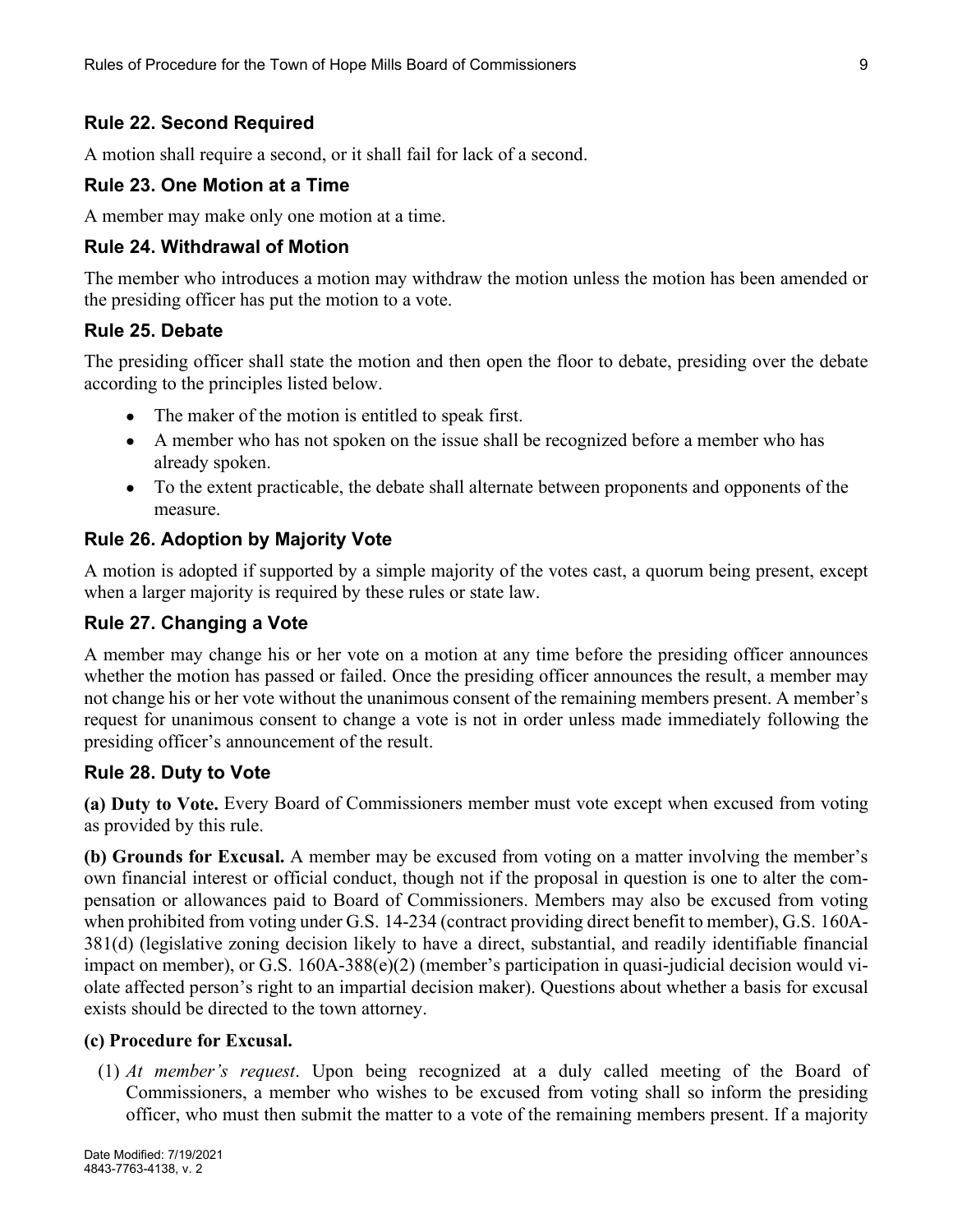## Rule 22. Second Required

A motion shall require a second, or it shall fail for lack of a second.

## Rule 23. One Motion at a Time

A member may make only one motion at a time.

## Rule 24. Withdrawal of Motion

The member who introduces a motion may withdraw the motion unless the motion has been amended or the presiding officer has put the motion to a vote.

## Rule 25. Debate

The presiding officer shall state the motion and then open the floor to debate, presiding over the debate according to the principles listed below.

- The maker of the motion is entitled to speak first.
- A member who has not spoken on the issue shall be recognized before a member who has already spoken.
- To the extent practicable, the debate shall alternate between proponents and opponents of the measure.

## Rule 26. Adoption by Majority Vote

A motion is adopted if supported by a simple majority of the votes cast, a quorum being present, except when a larger majority is required by these rules or state law.

## Rule 27. Changing a Vote

A member may change his or her vote on a motion at any time before the presiding officer announces whether the motion has passed or failed. Once the presiding officer announces the result, a member may not change his or her vote without the unanimous consent of the remaining members present. A member's request for unanimous consent to change a vote is not in order unless made immediately following the presiding officer's announcement of the result.

## Rule 28. Duty to Vote

**(a) Duty to Vote.** Every Board of Commissioners member must vote except when excused from voting as provided by this rule.

**(b) Grounds for Excusal.** A member may be excused from voting on a matter involving the member's own financial interest or official conduct, though not if the proposal in question is one to alter the compensation or allowances paid to Board of Commissioners. Members may also be excused from voting when prohibited from voting under G.S. 14-234 (contract providing direct benefit to member), G.S. 160A-381(d) (legislative zoning decision likely to have a direct, substantial, and readily identifiable financial impact on member), or G.S. 160A-388(e)(2) (member's participation in quasi-judicial decision would violate affected person's right to an impartial decision maker). Questions about whether a basis for excusal exists should be directed to the town attorney.

**(c) Procedure for Excusal.**

(1) *At member's request*. Upon being recognized at a duly called meeting of the Board of Commissioners, a member who wishes to be excused from voting shall so inform the presiding officer, who must then submit the matter to a vote of the remaining members present. If a majority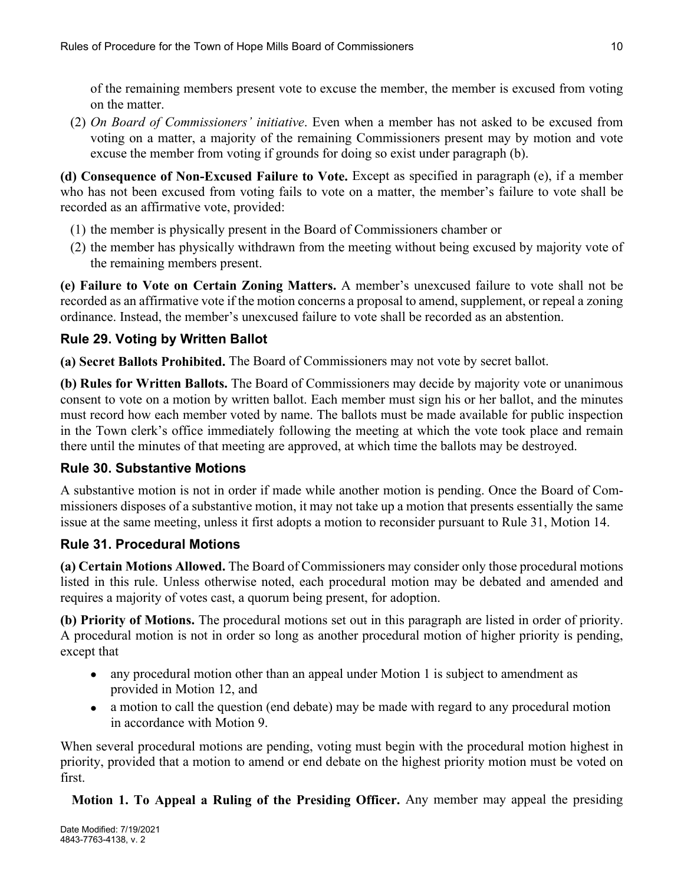of the remaining members present vote to excuse the member, the member is excused from voting on the matter.

(2) *On Board of Commissioners' initiative*. Even when a member has not asked to be excused from voting on a matter, a majority of the remaining Commissioners present may by motion and vote excuse the member from voting if grounds for doing so exist under paragraph (b).

**(d) Consequence of Non-Excused Failure to Vote.** Except as specified in paragraph (e), if a member who has not been excused from voting fails to vote on a matter, the member's failure to vote shall be recorded as an affirmative vote, provided:

(1) the member is physically present in the Board of Commissioners chamber or

(2) the member has physically withdrawn from the meeting without being excused by majority vote of the remaining members present.

**(e) Failure to Vote on Certain Zoning Matters.** A member's unexcused failure to vote shall not be recorded as an affirmative vote if the motion concerns a proposal to amend, supplement, or repeal a zoning ordinance. Instead, the member's unexcused failure to vote shall be recorded as an abstention.

### Rule 29. Voting by Written Ballot

**(a) Secret Ballots Prohibited.** The Board of Commissioners may not vote by secret ballot.

**(b) Rules for Written Ballots.** The Board of Commissioners may decide by majority vote or unanimous consent to vote on a motion by written ballot. Each member must sign his or her ballot, and the minutes must record how each member voted by name. The ballots must be made available for public inspection in the Town clerk's office immediately following the meeting at which the vote took place and remain there until the minutes of that meeting are approved, at which time the ballots may be destroyed.

### Rule 30. Substantive Motions

A substantive motion is not in order if made while another motion is pending. Once the Board of Commissioners disposes of a substantive motion, it may not take up a motion that presents essentially the same issue at the same meeting, unless it first adopts a motion to reconsider pursuant to Rule 31, Motion 14.

### Rule 31. Procedural Motions

**(a) Certain Motions Allowed.** The Board of Commissioners may consider only those procedural motions listed in this rule. Unless otherwise noted, each procedural motion may be debated and amended and requires a majority of votes cast, a quorum being present, for adoption.

**(b) Priority of Motions.** The procedural motions set out in this paragraph are listed in order of priority. A procedural motion is not in order so long as another procedural motion of higher priority is pending, except that

- any procedural motion other than an appeal under Motion 1 is subject to amendment as provided in Motion 12, and
- a motion to call the question (end debate) may be made with regard to any procedural motion in accordance with Motion 9.

When several procedural motions are pending, voting must begin with the procedural motion highest in priority, provided that a motion to amend or end debate on the highest priority motion must be voted on first.

**Motion 1. To Appeal a Ruling of the Presiding Officer.** Any member may appeal the presiding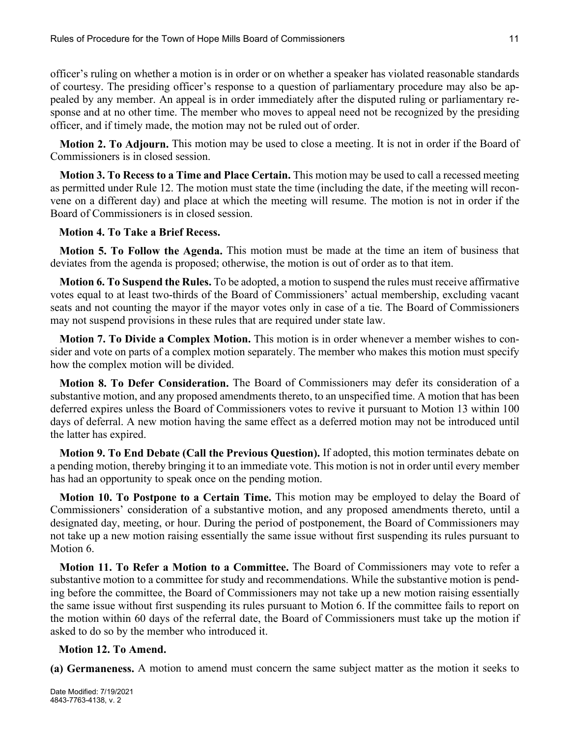officer's ruling on whether a motion is in order or on whether a speaker has violated reasonable standards of courtesy. The presiding officer's response to a question of parliamentary procedure may also be appealed by any member. An appeal is in order immediately after the disputed ruling or parliamentary response and at no other time. The member who moves to appeal need not be recognized by the presiding officer, and if timely made, the motion may not be ruled out of order.

**Motion 2. To Adjourn.** This motion may be used to close a meeting. It is not in order if the Board of Commissioners is in closed session.

**Motion 3. To Recess to a Time and Place Certain.** This motion may be used to call a recessed meeting as permitted under Rule 12. The motion must state the time (including the date, if the meeting will reconvene on a different day) and place at which the meeting will resume. The motion is not in order if the Board of Commissioners is in closed session.

**Motion 4. To Take a Brief Recess.**

**Motion 5. To Follow the Agenda.** This motion must be made at the time an item of business that deviates from the agenda is proposed; otherwise, the motion is out of order as to that item.

**Motion 6. To Suspend the Rules.** To be adopted, a motion to suspend the rules must receive affirmative votes equal to at least two-thirds of the Board of Commissioners' actual membership, excluding vacant seats and not counting the mayor if the mayor votes only in case of a tie. The Board of Commissioners may not suspend provisions in these rules that are required under state law.

**Motion 7. To Divide a Complex Motion.** This motion is in order whenever a member wishes to consider and vote on parts of a complex motion separately. The member who makes this motion must specify how the complex motion will be divided.

**Motion 8. To Defer Consideration.** The Board of Commissioners may defer its consideration of a substantive motion, and any proposed amendments thereto, to an unspecified time. A motion that has been deferred expires unless the Board of Commissioners votes to revive it pursuant to Motion 13 within 100 days of deferral. A new motion having the same effect as a deferred motion may not be introduced until the latter has expired.

**Motion 9. To End Debate (Call the Previous Question).** If adopted, this motion terminates debate on a pending motion, thereby bringing it to an immediate vote. This motion is not in order until every member has had an opportunity to speak once on the pending motion.

**Motion 10. To Postpone to a Certain Time.** This motion may be employed to delay the Board of Commissioners' consideration of a substantive motion, and any proposed amendments thereto, until a designated day, meeting, or hour. During the period of postponement, the Board of Commissioners may not take up a new motion raising essentially the same issue without first suspending its rules pursuant to Motion 6.

**Motion 11. To Refer a Motion to a Committee.** The Board of Commissioners may vote to refer a substantive motion to a committee for study and recommendations. While the substantive motion is pending before the committee, the Board of Commissioners may not take up a new motion raising essentially the same issue without first suspending its rules pursuant to Motion 6. If the committee fails to report on the motion within 60 days of the referral date, the Board of Commissioners must take up the motion if asked to do so by the member who introduced it.

**Motion 12. To Amend.**

**(a) Germaneness.** A motion to amend must concern the same subject matter as the motion it seeks to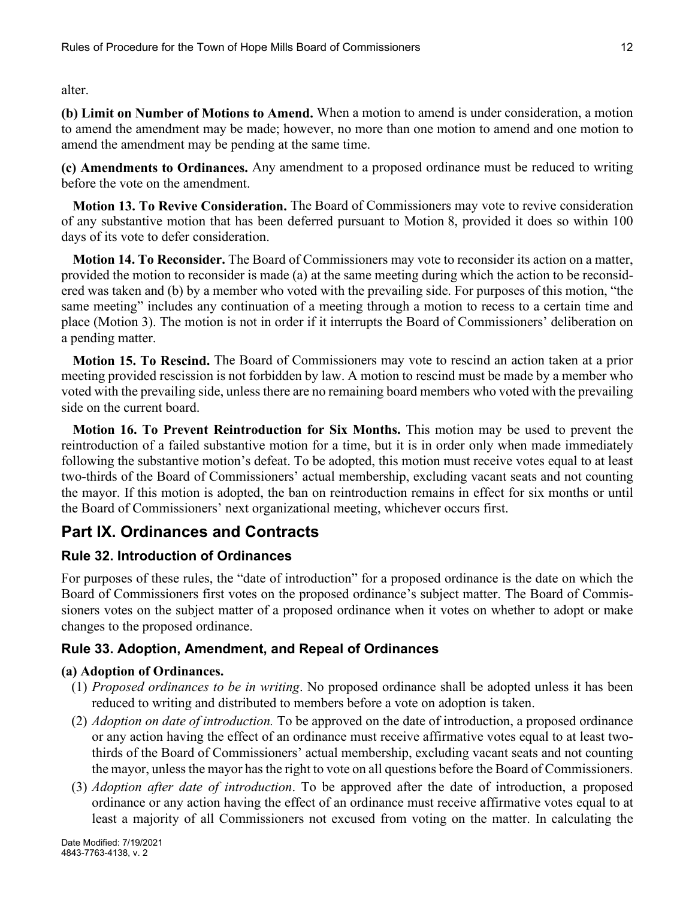alter.

**(b) Limit on Number of Motions to Amend.** When a motion to amend is under consideration, a motion to amend the amendment may be made; however, no more than one motion to amend and one motion to amend the amendment may be pending at the same time.

**(c) Amendments to Ordinances.** Any amendment to a proposed ordinance must be reduced to writing before the vote on the amendment.

**Motion 13. To Revive Consideration.** The Board of Commissioners may vote to revive consideration of any substantive motion that has been deferred pursuant to Motion 8, provided it does so within 100 days of its vote to defer consideration.

**Motion 14. To Reconsider.** The Board of Commissioners may vote to reconsider its action on a matter, provided the motion to reconsider is made (a) at the same meeting during which the action to be reconsidered was taken and (b) by a member who voted with the prevailing side. For purposes of this motion, "the same meeting" includes any continuation of a meeting through a motion to recess to a certain time and place (Motion 3). The motion is not in order if it interrupts the Board of Commissioners' deliberation on a pending matter.

**Motion 15. To Rescind.** The Board of Commissioners may vote to rescind an action taken at a prior meeting provided rescission is not forbidden by law. A motion to rescind must be made by a member who voted with the prevailing side, unless there are no remaining board members who voted with the prevailing side on the current board.

**Motion 16. To Prevent Reintroduction for Six Months.** This motion may be used to prevent the reintroduction of a failed substantive motion for a time, but it is in order only when made immediately following the substantive motion's defeat. To be adopted, this motion must receive votes equal to at least two-thirds of the Board of Commissioners' actual membership, excluding vacant seats and not counting the mayor. If this motion is adopted, the ban on reintroduction remains in effect for six months or until the Board of Commissioners' next organizational meeting, whichever occurs first.

## Part IX. Ordinances and Contracts

### Rule 32. Introduction of Ordinances

For purposes of these rules, the "date of introduction" for a proposed ordinance is the date on which the Board of Commissioners first votes on the proposed ordinance's subject matter. The Board of Commissioners votes on the subject matter of a proposed ordinance when it votes on whether to adopt or make changes to the proposed ordinance.

### Rule 33. Adoption, Amendment, and Repeal of Ordinances

**(a) Adoption of Ordinances.**

(1) *Proposed ordinances to be in writing*. No proposed ordinance shall be adopted unless it has been reduced to writing and distributed to members before a vote on adoption is taken.

(2) *Adoption on date of introduction.* To be approved on the date of introduction, a proposed ordinance or any action having the effect of an ordinance must receive affirmative votes equal to at least two-thirds of the Board of Commissioners' actual membership, excluding vacant seats and not counting the mayor, unless the mayor has the right to vote on all questions before the Board of Commissioners.

(3) *Adoption after date of introduction*. To be approved after the date of introduction, a proposed ordinance or any action having the effect of an ordinance must receive affirmative votes equal to at least a majority of all Commissioners not excused from voting on the matter. In calculating the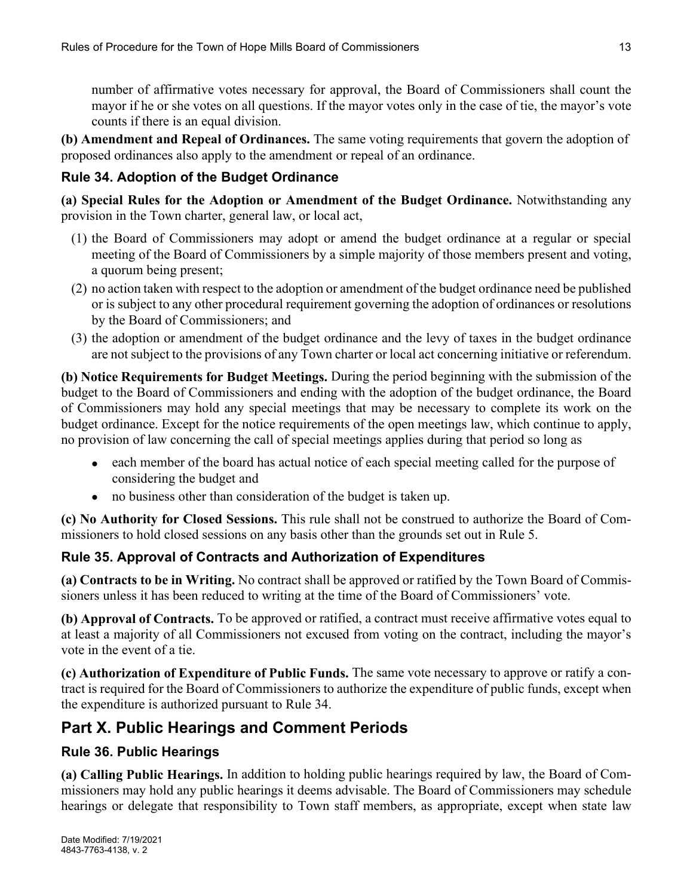number of affirmative votes necessary for approval, the Board of Commissioners shall count the mayor if he or she votes on all questions. If the mayor votes only in the case of tie, the mayor's vote counts if there is an equal division.

**(b) Amendment and Repeal of Ordinances.** The same voting requirements that govern the adoption of proposed ordinances also apply to the amendment or repeal of an ordinance.

### Rule 34. Adoption of the Budget Ordinance

**(a) Special Rules for the Adoption or Amendment of the Budget Ordinance.** Notwithstanding any provision in the Town charter, general law, or local act,

(1) the Board of Commissioners may adopt or amend the budget ordinance at a regular or special meeting of the Board of Commissioners by a simple majority of those members present and voting, a quorum being present;

(2) no action taken with respect to the adoption or amendment of the budget ordinance need be published or is subject to any other procedural requirement governing the adoption of ordinances or resolutions by the Board of Commissioners; and

(3) the adoption or amendment of the budget ordinance and the levy of taxes in the budget ordinance are not subject to the provisions of any Town charter or local act concerning initiative or referendum.

**(b) Notice Requirements for Budget Meetings.** During the period beginning with the submission of the budget to the Board of Commissioners and ending with the adoption of the budget ordinance, the Board of Commissioners may hold any special meetings that may be necessary to complete its work on the budget ordinance. Except for the notice requirements of the open meetings law, which continue to apply, no provision of law concerning the call of special meetings applies during that period so long as

- each member of the board has actual notice of each special meeting called for the purpose of considering the budget and
- no business other than consideration of the budget is taken up.

**(c) No Authority for Closed Sessions.** This rule shall not be construed to authorize the Board of Commissioners to hold closed sessions on any basis other than the grounds set out in Rule 5.

### Rule 35. Approval of Contracts and Authorization of Expenditures

**(a) Contracts to be in Writing.** No contract shall be approved or ratified by the Town Board of Commissioners unless it has been reduced to writing at the time of the Board of Commissioners' vote.

**(b) Approval of Contracts.** To be approved or ratified, a contract must receive affirmative votes equal to at least a majority of all Commissioners not excused from voting on the contract, including the mayor's vote in the event of a tie.

**(c) Authorization of Expenditure of Public Funds.** The same vote necessary to approve or ratify a contract is required for the Board of Commissioners to authorize the expenditure of public funds, except when the expenditure is authorized pursuant to Rule 34.

## Part X. Public Hearings and Comment Periods

### Rule 36. Public Hearings

**(a) Calling Public Hearings.** In addition to holding public hearings required by law, the Board of Commissioners may hold any public hearings it deems advisable. The Board of Commissioners may schedule hearings or delegate that responsibility to Town staff members, as appropriate, except when state law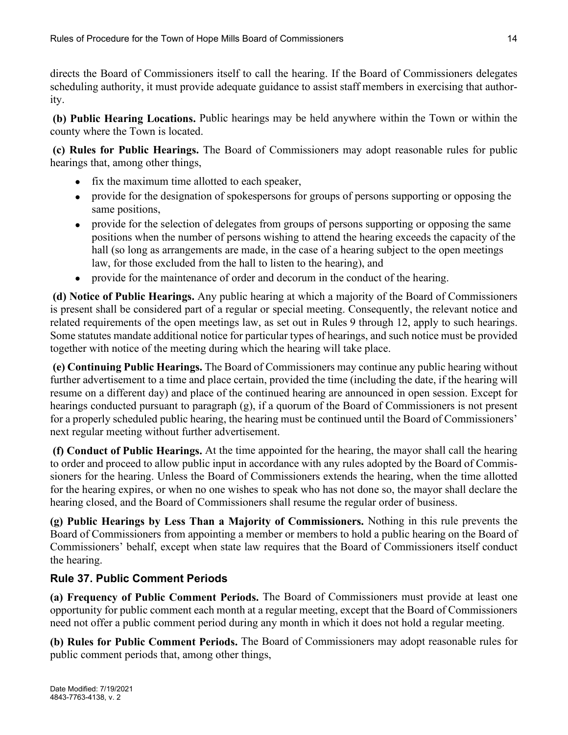directs the Board of Commissioners itself to call the hearing. If the Board of Commissioners delegates scheduling authority, it must provide adequate guidance to assist staff members in exercising that authority.

**(b) Public Hearing Locations.** Public hearings may be held anywhere within the Town or within the county where the Town is located.

**(c) Rules for Public Hearings.** The Board of Commissioners may adopt reasonable rules for public hearings that, among other things,

- fix the maximum time allotted to each speaker,
- provide for the designation of spokespersons for groups of persons supporting or opposing the same positions,
- provide for the selection of delegates from groups of persons supporting or opposing the same positions when the number of persons wishing to attend the hearing exceeds the capacity of the hall (so long as arrangements are made, in the case of a hearing subject to the open meetings law, for those excluded from the hall to listen to the hearing), and
- provide for the maintenance of order and decorum in the conduct of the hearing.

**(d) Notice of Public Hearings.** Any public hearing at which a majority of the Board of Commissioners is present shall be considered part of a regular or special meeting. Consequently, the relevant notice and related requirements of the open meetings law, as set out in Rules 9 through 12, apply to such hearings. Some statutes mandate additional notice for particular types of hearings, and such notice must be provided together with notice of the meeting during which the hearing will take place.

**(e) Continuing Public Hearings.** The Board of Commissioners may continue any public hearing without further advertisement to a time and place certain, provided the time (including the date, if the hearing will resume on a different day) and place of the continued hearing are announced in open session. Except for hearings conducted pursuant to paragraph (g), if a quorum of the Board of Commissioners is not present for a properly scheduled public hearing, the hearing must be continued until the Board of Commissioners' next regular meeting without further advertisement.

**(f) Conduct of Public Hearings.** At the time appointed for the hearing, the mayor shall call the hearing to order and proceed to allow public input in accordance with any rules adopted by the Board of Commissioners for the hearing. Unless the Board of Commissioners extends the hearing, when the time allotted for the hearing expires, or when no one wishes to speak who has not done so, the mayor shall declare the hearing closed, and the Board of Commissioners shall resume the regular order of business.

**(g) Public Hearings by Less Than a Majority of Commissioners.** Nothing in this rule prevents the Board of Commissioners from appointing a member or members to hold a public hearing on the Board of Commissioners' behalf, except when state law requires that the Board of Commissioners itself conduct the hearing.

## Rule 37. Public Comment Periods

**(a) Frequency of Public Comment Periods.** The Board of Commissioners must provide at least one opportunity for public comment each month at a regular meeting, except that the Board of Commissioners need not offer a public comment period during any month in which it does not hold a regular meeting.

**(b) Rules for Public Comment Periods.** The Board of Commissioners may adopt reasonable rules for public comment periods that, among other things,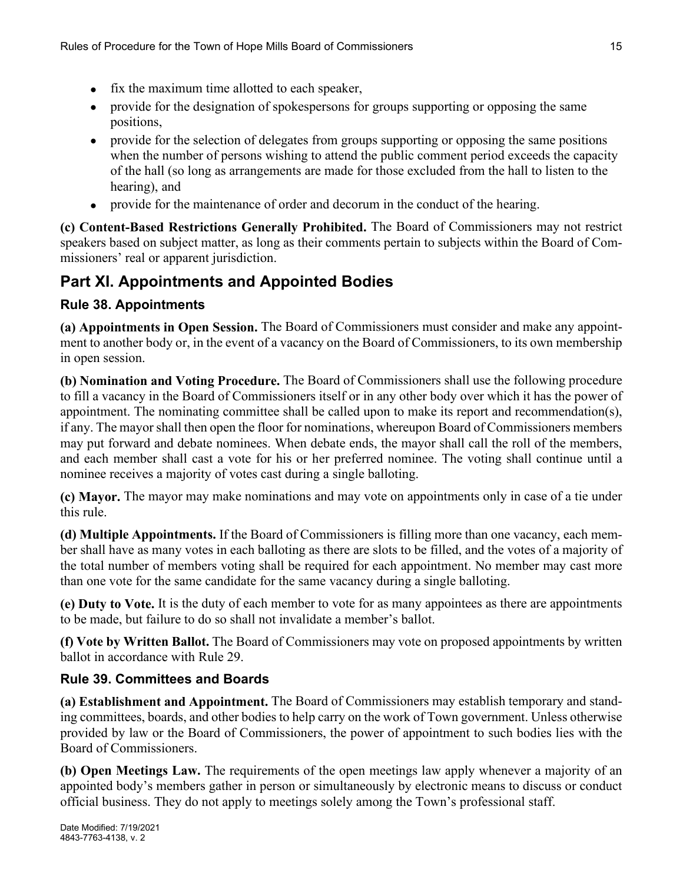- fix the maximum time allotted to each speaker,
- provide for the designation of spokespersons for groups supporting or opposing the same positions,
- provide for the selection of delegates from groups supporting or opposing the same positions when the number of persons wishing to attend the public comment period exceeds the capacity of the hall (so long as arrangements are made for those excluded from the hall to listen to the hearing), and
- provide for the maintenance of order and decorum in the conduct of the hearing.

**(c) Content-Based Restrictions Generally Prohibited.** The Board of Commissioners may not restrict speakers based on subject matter, as long as their comments pertain to subjects within the Board of Commissioners' real or apparent jurisdiction.

## Part XI. Appointments and Appointed Bodies

### Rule 38. Appointments

**(a) Appointments in Open Session.** The Board of Commissioners must consider and make any appointment to another body or, in the event of a vacancy on the Board of Commissioners, to its own membership in open session.

**(b) Nomination and Voting Procedure.** The Board of Commissioners shall use the following procedure to fill a vacancy in the Board of Commissioners itself or in any other body over which it has the power of appointment. The nominating committee shall be called upon to make its report and recommendation(s), if any. The mayor shall then open the floor for nominations, whereupon Board of Commissioners members may put forward and debate nominees. When debate ends, the mayor shall call the roll of the members, and each member shall cast a vote for his or her preferred nominee. The voting shall continue until a nominee receives a majority of votes cast during a single balloting.

**(c) Mayor.** The mayor may make nominations and may vote on appointments only in case of a tie under this rule.

**(d) Multiple Appointments.** If the Board of Commissioners is filling more than one vacancy, each member shall have as many votes in each balloting as there are slots to be filled, and the votes of a majority of the total number of members voting shall be required for each appointment. No member may cast more than one vote for the same candidate for the same vacancy during a single balloting.

**(e) Duty to Vote.** It is the duty of each member to vote for as many appointees as there are appointments to be made, but failure to do so shall not invalidate a member's ballot.

**(f) Vote by Written Ballot.** The Board of Commissioners may vote on proposed appointments by written ballot in accordance with Rule 29.

### Rule 39. Committees and Boards

**(a) Establishment and Appointment.** The Board of Commissioners may establish temporary and standing committees, boards, and other bodies to help carry on the work of Town government. Unless otherwise provided by law or the Board of Commissioners, the power of appointment to such bodies lies with the Board of Commissioners.

**(b) Open Meetings Law.** The requirements of the open meetings law apply whenever a majority of an appointed body's members gather in person or simultaneously by electronic means to discuss or conduct official business. They do not apply to meetings solely among the Town's professional staff.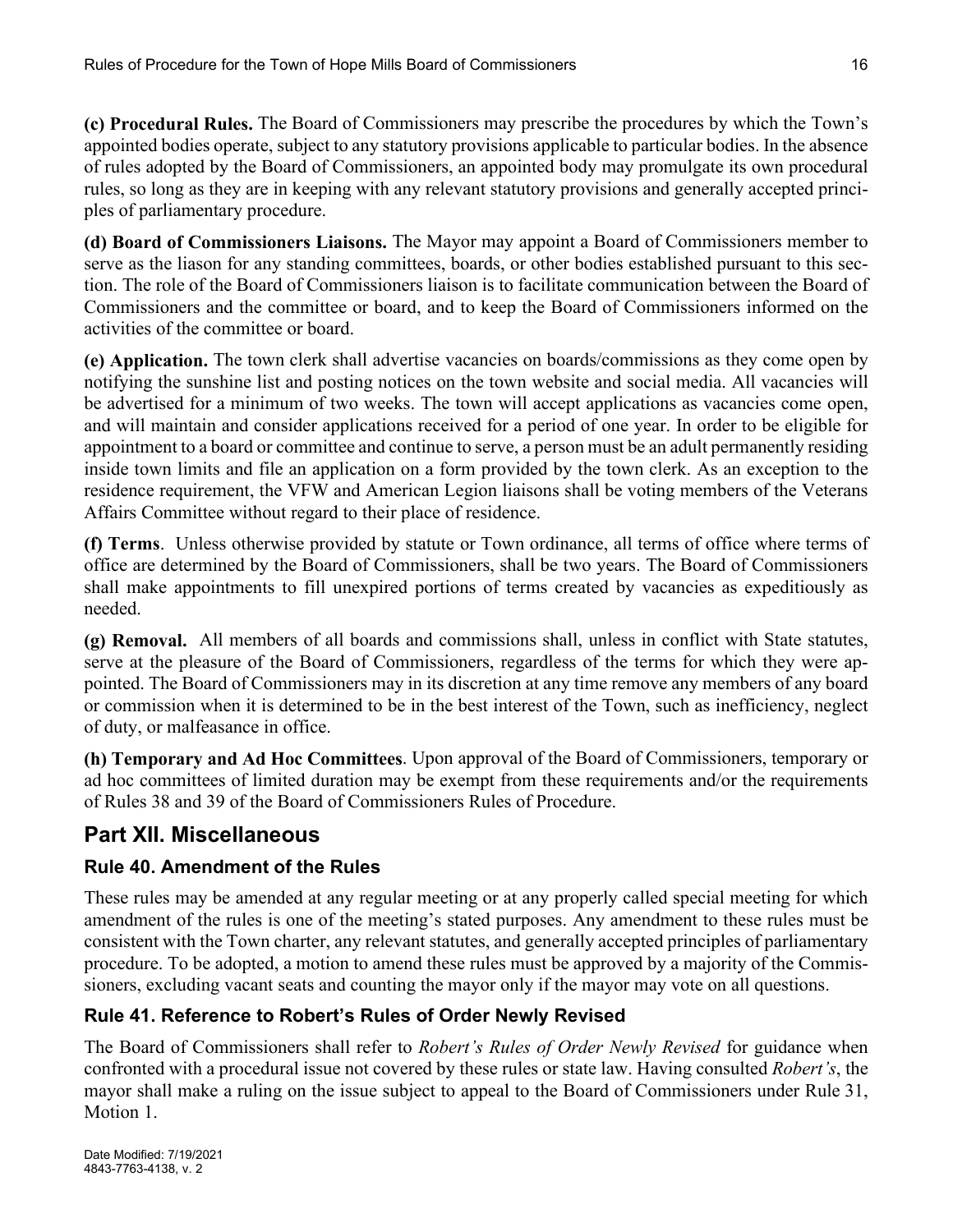**(c) Procedural Rules.** The Board of Commissioners may prescribe the procedures by which the Town's appointed bodies operate, subject to any statutory provisions applicable to particular bodies. In the absence of rules adopted by the Board of Commissioners, an appointed body may promulgate its own procedural rules, so long as they are in keeping with any relevant statutory provisions and generally accepted principles of parliamentary procedure.

**(d) Board of Commissioners Liaisons.** The Mayor may appoint a Board of Commissioners member to serve as the liason for any standing committees, boards, or other bodies established pursuant to this section. The role of the Board of Commissioners liaison is to facilitate communication between the Board of Commissioners and the committee or board, and to keep the Board of Commissioners informed on the activities of the committee or board.

**(e) Application.** The town clerk shall advertise vacancies on boards/commissions as they come open by notifying the sunshine list and posting notices on the town website and social media. All vacancies will be advertised for a minimum of two weeks. The town will accept applications as vacancies come open, and will maintain and consider applications received for a period of one year. In order to be eligible for appointment to a board or committee and continue to serve, a person must be an adult permanently residing inside town limits and file an application on a form provided by the town clerk. As an exception to the residence requirement, the VFW and American Legion liaisons shall be voting members of the Veterans Affairs Committee without regard to their place of residence.

**(f) Terms**. Unless otherwise provided by statute or Town ordinance, all terms of office where terms of office are determined by the Board of Commissioners, shall be two years. The Board of Commissioners shall make appointments to fill unexpired portions of terms created by vacancies as expeditiously as needed.

**(g) Removal.** All members of all boards and commissions shall, unless in conflict with State statutes, serve at the pleasure of the Board of Commissioners, regardless of the terms for which they were appointed. The Board of Commissioners may in its discretion at any time remove any members of any board or commission when it is determined to be in the best interest of the Town, such as inefficiency, neglect of duty, or malfeasance in office.

**(h) Temporary and Ad Hoc Committees**. Upon approval of the Board of Commissioners, temporary or ad hoc committees of limited duration may be exempt from these requirements and/or the requirements of Rules 38 and 39 of the Board of Commissioners Rules of Procedure.

## Part XII. Miscellaneous

### Rule 40. Amendment of the Rules

These rules may be amended at any regular meeting or at any properly called special meeting for which amendment of the rules is one of the meeting's stated purposes. Any amendment to these rules must be consistent with the Town charter, any relevant statutes, and generally accepted principles of parliamentary procedure. To be adopted, a motion to amend these rules must be approved by a majority of the Commissioners, excluding vacant seats and counting the mayor only if the mayor may vote on all questions.

### Rule 41. Reference to Robert's Rules of Order Newly Revised

The Board of Commissioners shall refer to *Robert's Rules of Order Newly Revised* for guidance when confronted with a procedural issue not covered by these rules or state law. Having consulted *Robert's*, the mayor shall make a ruling on the issue subject to appeal to the Board of Commissioners under Rule 31, Motion 1.

Date Modified: 7/19/2021
4843-7763-4138, v. 2